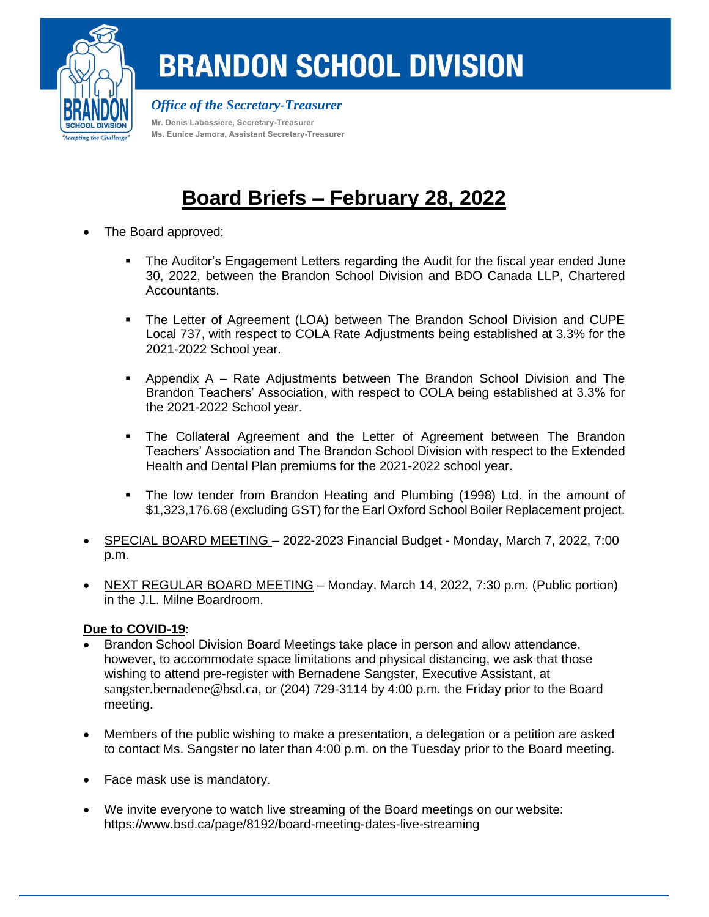# BRANDON SCHOOL DIVISION

*Office of the Secretary-Treasurer*

Mr. Denis Labossiere, Secretary-Treasurer
Ms. Eunice Jamora, Assistant Secretary-Treasurer

# Board Briefs – February 28, 2022

- The Board approved:
  - The Auditor's Engagement Letters regarding the Audit for the fiscal year ended June 30, 2022, between the Brandon School Division and BDO Canada LLP, Chartered Accountants.
  - The Letter of Agreement (LOA) between The Brandon School Division and CUPE Local 737, with respect to COLA Rate Adjustments being established at 3.3% for the 2021-2022 School year.
  - Appendix A – Rate Adjustments between The Brandon School Division and The Brandon Teachers' Association, with respect to COLA being established at 3.3% for the 2021-2022 School year.
  - The Collateral Agreement and the Letter of Agreement between The Brandon Teachers' Association and The Brandon School Division with respect to the Extended Health and Dental Plan premiums for the 2021-2022 school year.
  - The low tender from Brandon Heating and Plumbing (1998) Ltd. in the amount of $1,323,176.68 (excluding GST) for the Earl Oxford School Boiler Replacement project.
- SPECIAL BOARD MEETING – 2022-2023 Financial Budget - Monday, March 7, 2022, 7:00 p.m.
- NEXT REGULAR BOARD MEETING – Monday, March 14, 2022, 7:30 p.m. (Public portion) in the J.L. Milne Boardroom.

**Due to COVID-19:**

- Brandon School Division Board Meetings take place in person and allow attendance, however, to accommodate space limitations and physical distancing, we ask that those wishing to attend pre-register with Bernadene Sangster, Executive Assistant, at sangster.bernadene@bsd.ca, or (204) 729-3114 by 4:00 p.m. the Friday prior to the Board meeting.
- Members of the public wishing to make a presentation, a delegation or a petition are asked to contact Ms. Sangster no later than 4:00 p.m. on the Tuesday prior to the Board meeting.
- Face mask use is mandatory.
- We invite everyone to watch live streaming of the Board meetings on our website: https://www.bsd.ca/page/8192/board-meeting-dates-live-streaming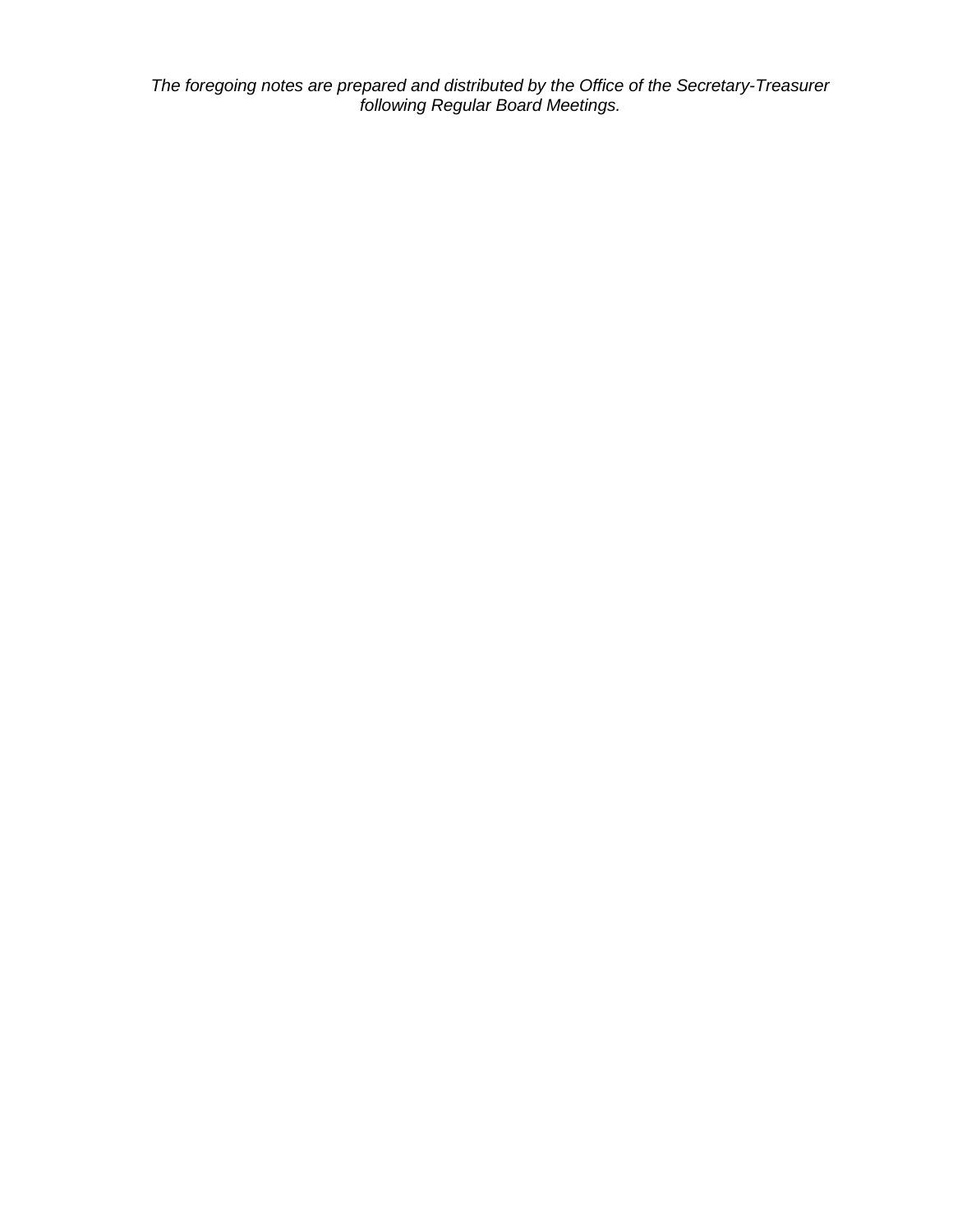*The foregoing notes are prepared and distributed by the Office of the Secretary-Treasurer following Regular Board Meetings.*